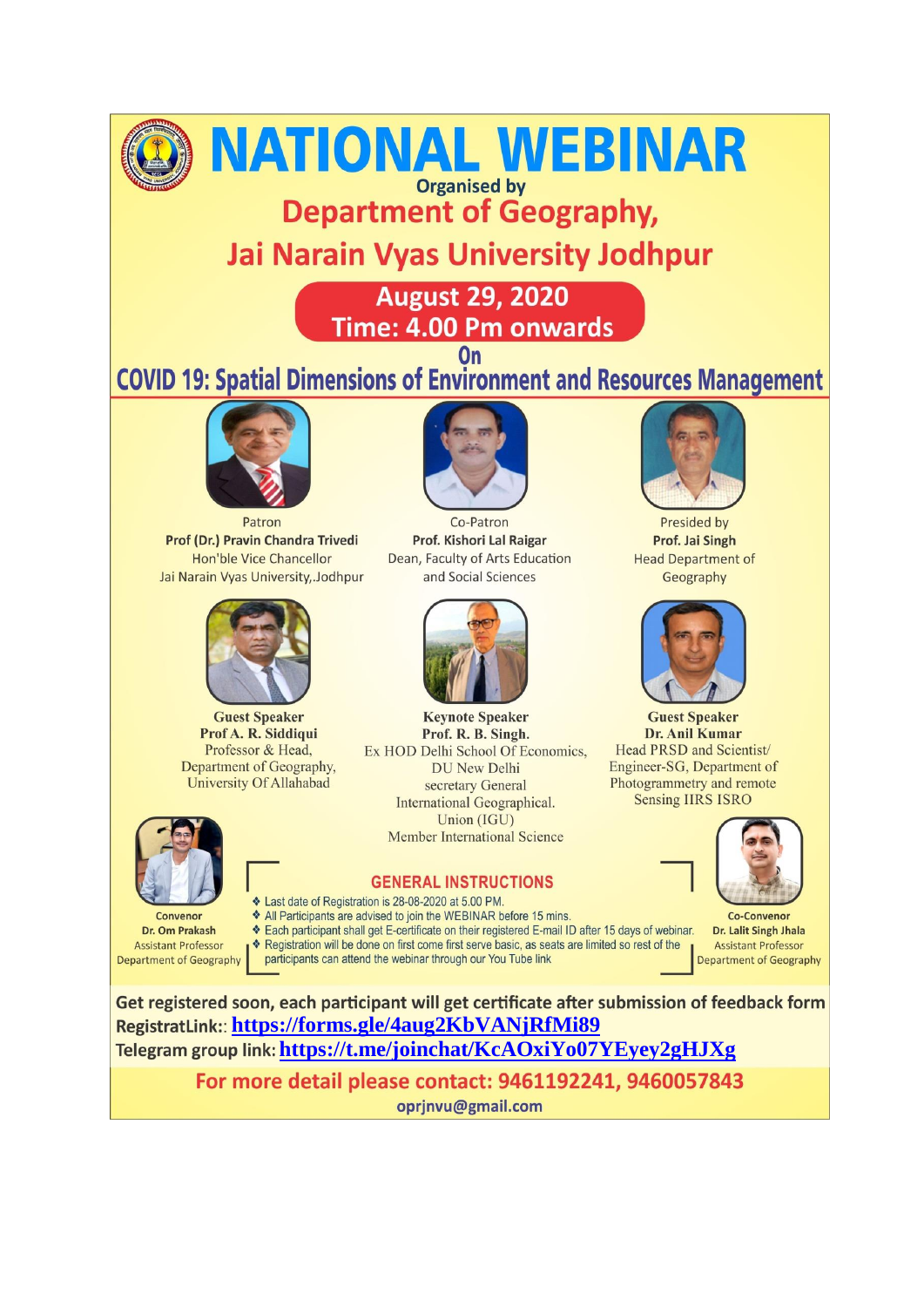# NATIONAL WEBINAR

Organised by

## Department of Geography, Jai Narain Vyas University Jodhpur

**August 29, 2020**
**Time: 4.00 Pm onwards**

On

## COVID 19: Spatial Dimensions of Environment and Resources Management

Patron
**Prof (Dr.) Pravin Chandra Trivedi**
Hon'ble Vice Chancellor
Jai Narain Vyas University,.Jodhpur

Co-Patron
**Prof. Kishori Lal Raigar**
Dean, Faculty of Arts Education and Social Sciences

Presided by
**Prof. Jai Singh**
Head Department of Geography

**Guest Speaker**
**Prof A. R. Siddiqui**
Professor & Head,
Department of Geography,
University Of Allahabad

**Keynote Speaker**
**Prof. R. B. Singh.**
Ex HOD Delhi School Of Economics, DU New Delhi
secretary General
International Geographical. Union (IGU)
Member International Science

**Guest Speaker**
**Dr. Anil Kumar**
Head PRSD and Scientist/ Engineer-SG, Department of Photogrammetry and remote Sensing IIRS ISRO

Convenor
**Dr. Om Prakash**
Assistant Professor
Department of Geography

Co-Convenor
**Dr. Lalit Singh Jhala**
Assistant Professor
Department of Geography

### GENERAL INSTRUCTIONS

- Last date of Registration is 28-08-2020 at 5.00 PM.
- All Participants are advised to join the WEBINAR before 15 mins.
- Each participant shall get E-certificate on their registered E-mail ID after 15 days of webinar.
- Registration will be done on first come first serve basic, as seats are limited so rest of the participants can attend the webinar through our You Tube link

**Get registered soon, each participant will get certificate after submission of feedback form**

**RegistratLink::** https://forms.gle/4aug2KbVANjRfMi89

**Telegram group link:** https://t.me/joinchat/KcAOxiYo07YEyey2gHJXg

**For more detail please contact: 9461192241, 9460057843**

oprjnvu@gmail.com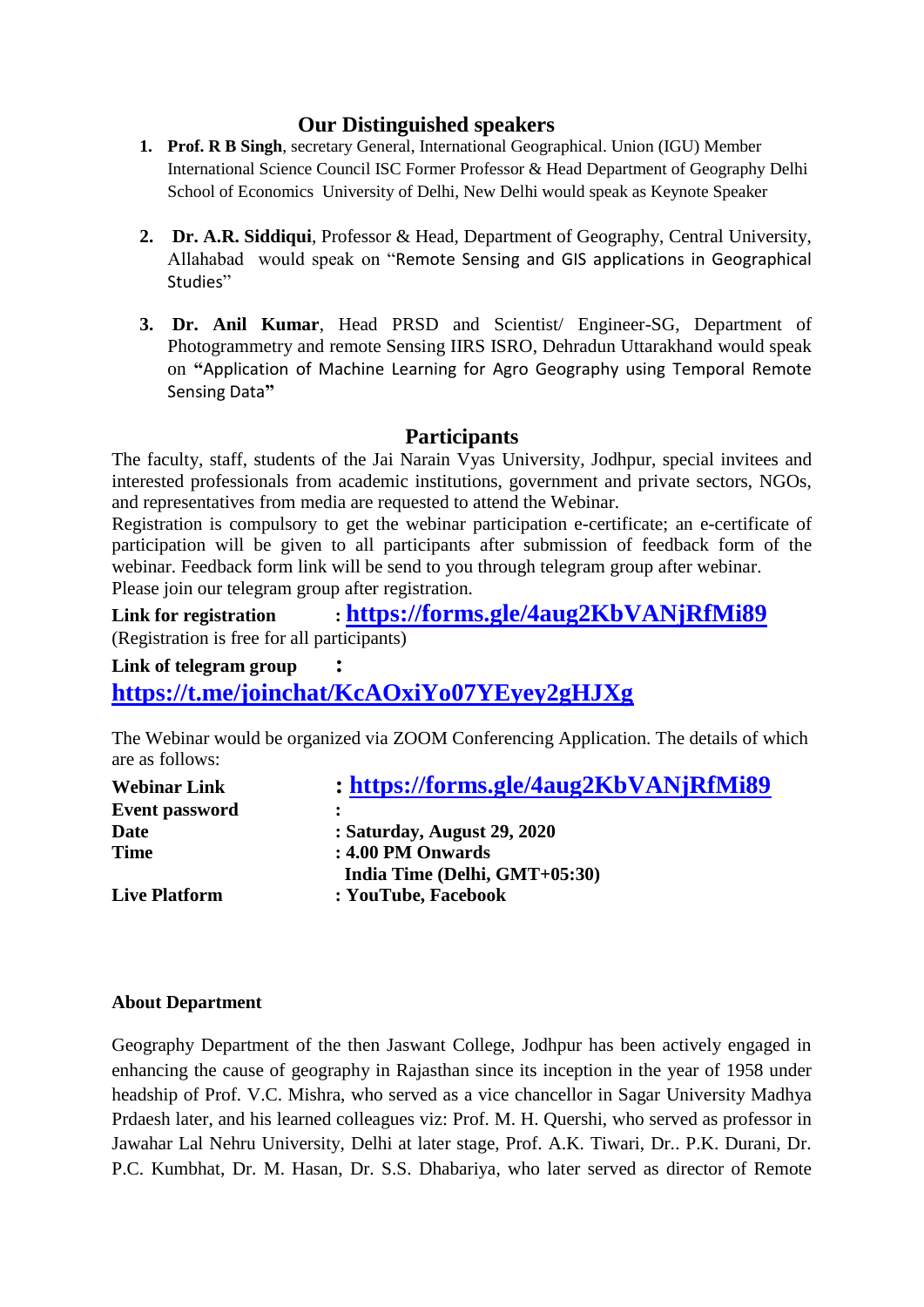## Our Distinguished speakers

1. **Prof. R B Singh**, secretary General, International Geographical. Union (IGU) Member International Science Council ISC Former Professor & Head Department of Geography Delhi School of Economics University of Delhi, New Delhi would speak as Keynote Speaker

2. **Dr. A.R. Siddiqui**, Professor & Head, Department of Geography, Central University, Allahabad would speak on "Remote Sensing and GIS applications in Geographical Studies"

3. **Dr. Anil Kumar**, Head PRSD and Scientist/ Engineer-SG, Department of Photogrammetry and remote Sensing IIRS ISRO, Dehradun Uttarakhand would speak on **"**Application of Machine Learning for Agro Geography using Temporal Remote Sensing Data**"**

## Participants

The faculty, staff, students of the Jai Narain Vyas University, Jodhpur, special invitees and interested professionals from academic institutions, government and private sectors, NGOs, and representatives from media are requested to attend the Webinar.

Registration is compulsory to get the webinar participation e-certificate; an e-certificate of participation will be given to all participants after submission of feedback form of the webinar. Feedback form link will be send to you through telegram group after webinar.

Please join our telegram group after registration.

**Link for registration** : **https://forms.gle/4aug2KbVANjRfMi89**

(Registration is free for all participants)

**Link of telegram group** :

**https://t.me/joinchat/KcAOxiYo07YEyey2gHJXg**

The Webinar would be organized via ZOOM Conferencing Application. The details of which are as follows:

| | |
|---|---|
| **Webinar Link** | : **https://forms.gle/4aug2KbVANjRfMi89** |
| **Event password** | : |
| **Date** | : **Saturday, August 29, 2020** |
| **Time** | : **4.00 PM Onwards India Time (Delhi, GMT+05:30)** |
| **Live Platform** | : **YouTube, Facebook** |

**About Department**

Geography Department of the then Jaswant College, Jodhpur has been actively engaged in enhancing the cause of geography in Rajasthan since its inception in the year of 1958 under headship of Prof. V.C. Mishra, who served as a vice chancellor in Sagar University Madhya Prdaesh later, and his learned colleagues viz: Prof. M. H. Quershi, who served as professor in Jawahar Lal Nehru University, Delhi at later stage, Prof. A.K. Tiwari, Dr.. P.K. Durani, Dr. P.C. Kumbhat, Dr. M. Hasan, Dr. S.S. Dhabariya, who later served as director of Remote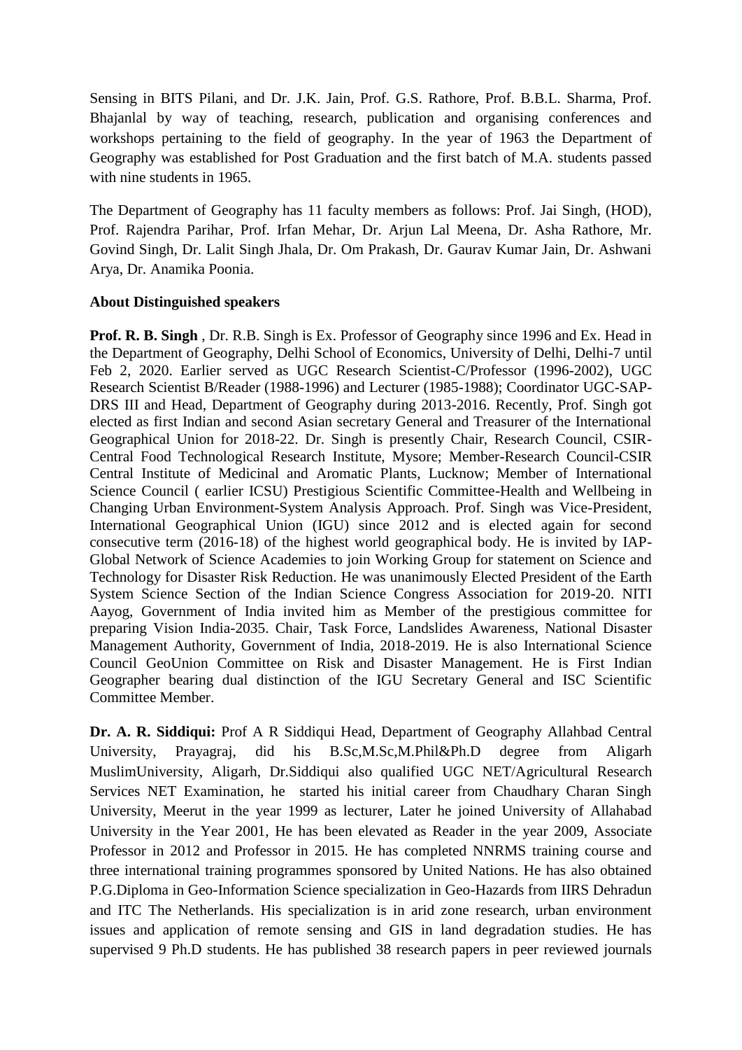Sensing in BITS Pilani, and Dr. J.K. Jain, Prof. G.S. Rathore, Prof. B.B.L. Sharma, Prof. Bhajanlal by way of teaching, research, publication and organising conferences and workshops pertaining to the field of geography. In the year of 1963 the Department of Geography was established for Post Graduation and the first batch of M.A. students passed with nine students in 1965.

The Department of Geography has 11 faculty members as follows: Prof. Jai Singh, (HOD), Prof. Rajendra Parihar, Prof. Irfan Mehar, Dr. Arjun Lal Meena, Dr. Asha Rathore, Mr. Govind Singh, Dr. Lalit Singh Jhala, Dr. Om Prakash, Dr. Gaurav Kumar Jain, Dr. Ashwani Arya, Dr. Anamika Poonia.

**About Distinguished speakers**

**Prof. R. B. Singh** , Dr. R.B. Singh is Ex. Professor of Geography since 1996 and Ex. Head in the Department of Geography, Delhi School of Economics, University of Delhi, Delhi-7 until Feb 2, 2020. Earlier served as UGC Research Scientist-C/Professor (1996-2002), UGC Research Scientist B/Reader (1988-1996) and Lecturer (1985-1988); Coordinator UGC-SAP-DRS III and Head, Department of Geography during 2013-2016. Recently, Prof. Singh got elected as first Indian and second Asian secretary General and Treasurer of the International Geographical Union for 2018-22. Dr. Singh is presently Chair, Research Council, CSIR-Central Food Technological Research Institute, Mysore; Member-Research Council-CSIR Central Institute of Medicinal and Aromatic Plants, Lucknow; Member of International Science Council ( earlier ICSU) Prestigious Scientific Committee-Health and Wellbeing in Changing Urban Environment-System Analysis Approach. Prof. Singh was Vice-President, International Geographical Union (IGU) since 2012 and is elected again for second consecutive term (2016-18) of the highest world geographical body. He is invited by IAP-Global Network of Science Academies to join Working Group for statement on Science and Technology for Disaster Risk Reduction. He was unanimously Elected President of the Earth System Science Section of the Indian Science Congress Association for 2019-20. NITI Aayog, Government of India invited him as Member of the prestigious committee for preparing Vision India-2035. Chair, Task Force, Landslides Awareness, National Disaster Management Authority, Government of India, 2018-2019. He is also International Science Council GeoUnion Committee on Risk and Disaster Management. He is First Indian Geographer bearing dual distinction of the IGU Secretary General and ISC Scientific Committee Member.

**Dr. A. R. Siddiqui:** Prof A R Siddiqui Head, Department of Geography Allahbad Central University, Prayagraj, did his B.Sc,M.Sc,M.Phil&Ph.D degree from Aligarh MuslimUniversity, Aligarh, Dr.Siddiqui also qualified UGC NET/Agricultural Research Services NET Examination, he started his initial career from Chaudhary Charan Singh University, Meerut in the year 1999 as lecturer, Later he joined University of Allahabad University in the Year 2001, He has been elevated as Reader in the year 2009, Associate Professor in 2012 and Professor in 2015. He has completed NNRMS training course and three international training programmes sponsored by United Nations. He has also obtained P.G.Diploma in Geo-Information Science specialization in Geo-Hazards from IIRS Dehradun and ITC The Netherlands. His specialization is in arid zone research, urban environment issues and application of remote sensing and GIS in land degradation studies. He has supervised 9 Ph.D students. He has published 38 research papers in peer reviewed journals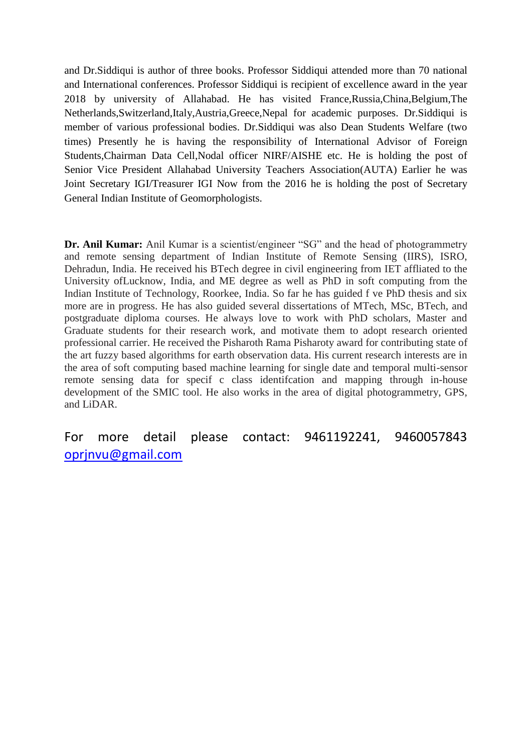and Dr.Siddiqui is author of three books. Professor Siddiqui attended more than 70 national and International conferences. Professor Siddiqui is recipient of excellence award in the year 2018 by university of Allahabad. He has visited France,Russia,China,Belgium,The Netherlands,Switzerland,Italy,Austria,Greece,Nepal for academic purposes. Dr.Siddiqui is member of various professional bodies. Dr.Siddiqui was also Dean Students Welfare (two times) Presently he is having the responsibility of International Advisor of Foreign Students,Chairman Data Cell,Nodal officer NIRF/AISHE etc. He is holding the post of Senior Vice President Allahabad University Teachers Association(AUTA) Earlier he was Joint Secretary IGI/Treasurer IGI Now from the 2016 he is holding the post of Secretary General Indian Institute of Geomorphologists.

**Dr. Anil Kumar:** Anil Kumar is a scientist/engineer "SG" and the head of photogrammetry and remote sensing department of Indian Institute of Remote Sensing (IIRS), ISRO, Dehradun, India. He received his BTech degree in civil engineering from IET affliated to the University ofLucknow, India, and ME degree as well as PhD in soft computing from the Indian Institute of Technology, Roorkee, India. So far he has guided f ve PhD thesis and six more are in progress. He has also guided several dissertations of MTech, MSc, BTech, and postgraduate diploma courses. He always love to work with PhD scholars, Master and Graduate students for their research work, and motivate them to adopt research oriented professional carrier. He received the Pisharoth Rama Pisharoty award for contributing state of the art fuzzy based algorithms for earth observation data. His current research interests are in the area of soft computing based machine learning for single date and temporal multi-sensor remote sensing data for specif c class identifcation and mapping through in-house development of the SMIC tool. He also works in the area of digital photogrammetry, GPS, and LiDAR.

For more detail please contact: 9461192241, 9460057843 oprjnvu@gmail.com